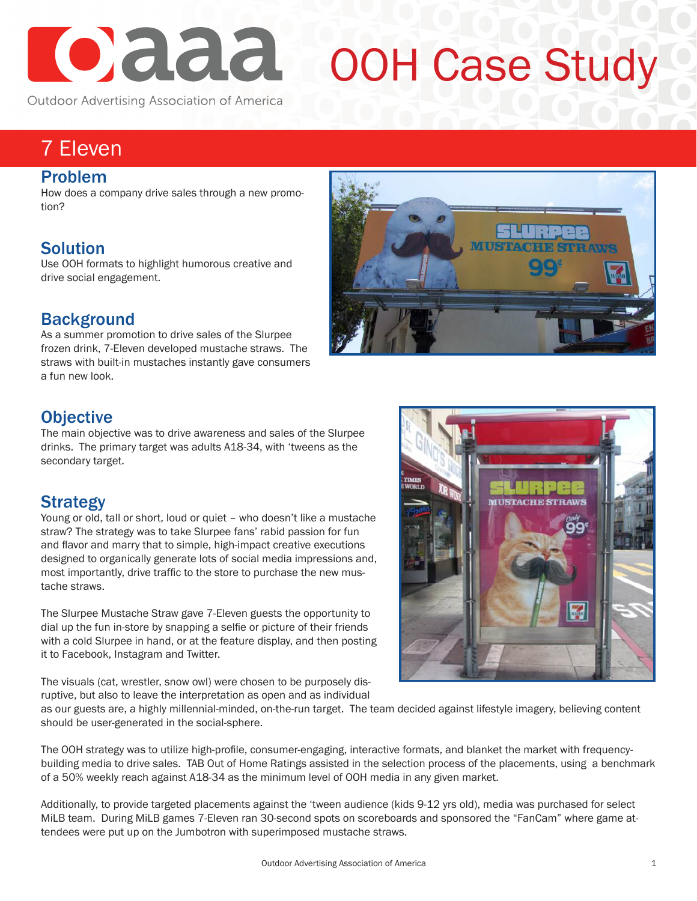# OOH Case Study

Outdoor Advertising Association of America

## 7 Eleven

### Problem

How does a company drive sales through a new promotion?

### Solution

Use OOH formats to highlight humorous creative and drive social engagement.

### Background

As a summer promotion to drive sales of the Slurpee frozen drink, 7-Eleven developed mustache straws. The straws with built-in mustaches instantly gave consumers a fun new look.

### Objective

The main objective was to drive awareness and sales of the Slurpee drinks. The primary target was adults A18-34, with 'tweens as the secondary target.

### Strategy

Young or old, tall or short, loud or quiet – who doesn't like a mustache straw? The strategy was to take Slurpee fans' rabid passion for fun and flavor and marry that to simple, high-impact creative executions designed to organically generate lots of social media impressions and, most importantly, drive traffic to the store to purchase the new mustache straws.

The Slurpee Mustache Straw gave 7-Eleven guests the opportunity to dial up the fun in-store by snapping a selfie or picture of their friends with a cold Slurpee in hand, or at the feature display, and then posting it to Facebook, Instagram and Twitter.

The visuals (cat, wrestler, snow owl) were chosen to be purposely disruptive, but also to leave the interpretation as open and as individual as our guests are, a highly millennial-minded, on-the-run target. The team decided against lifestyle imagery, believing content should be user-generated in the social-sphere.

The OOH strategy was to utilize high-profile, consumer-engaging, interactive formats, and blanket the market with frequency-building media to drive sales. TAB Out of Home Ratings assisted in the selection process of the placements, using a benchmark of a 50% weekly reach against A18-34 as the minimum level of OOH media in any given market.

Additionally, to provide targeted placements against the 'tween audience (kids 9-12 yrs old), media was purchased for select MiLB team. During MiLB games 7-Eleven ran 30-second spots on scoreboards and sponsored the "FanCam" where game attendees were put up on the Jumbotron with superimposed mustache straws.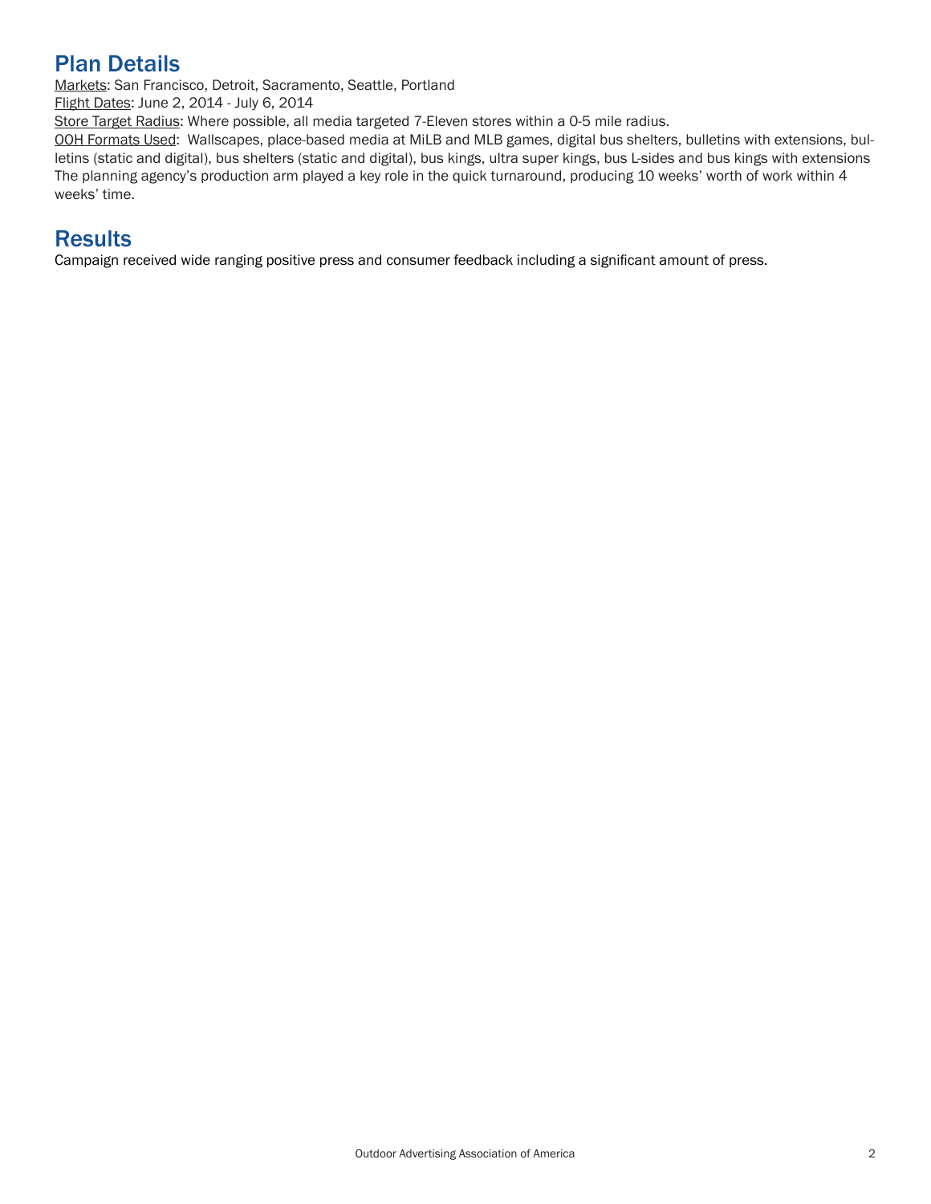## Plan Details

Markets: San Francisco, Detroit, Sacramento, Seattle, Portland
Flight Dates: June 2, 2014 - July 6, 2014
Store Target Radius: Where possible, all media targeted 7-Eleven stores within a 0-5 mile radius.
OOH Formats Used: Wallscapes, place-based media at MiLB and MLB games, digital bus shelters, bulletins with extensions, bulletins (static and digital), bus shelters (static and digital), bus kings, ultra super kings, bus L-sides and bus kings with extensions
The planning agency's production arm played a key role in the quick turnaround, producing 10 weeks' worth of work within 4 weeks' time.

## Results

Campaign received wide ranging positive press and consumer feedback including a significant amount of press.